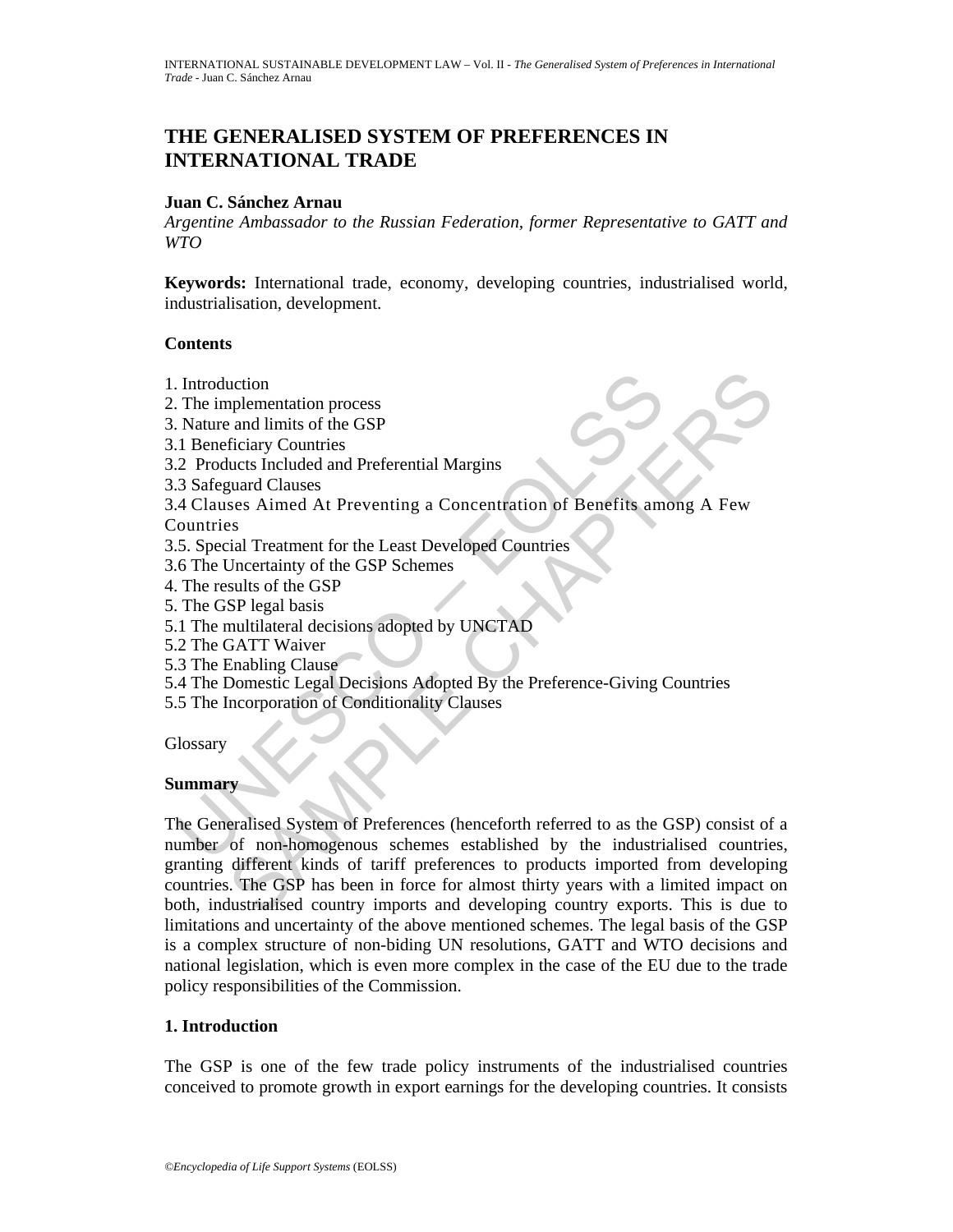# THE GENERALISED SYSTEM OF PREFERENCES IN INTERNATIONAL TRADE

**Juan C. Sánchez Arnau**

*Argentine Ambassador to the Russian Federation, former Representative to GATT and WTO*

**Keywords:** International trade, economy, developing countries, industrialised world, industrialisation, development.

**Contents**

1. Introduction
2. The implementation process
3. Nature and limits of the GSP
3.1 Beneficiary Countries
3.2 Products Included and Preferential Margins
3.3 Safeguard Clauses
3.4 Clauses Aimed At Preventing a Concentration of Benefits among A Few Countries
3.5. Special Treatment for the Least Developed Countries
3.6 The Uncertainty of the GSP Schemes
4. The results of the GSP
5. The GSP legal basis
5.1 The multilateral decisions adopted by UNCTAD
5.2 The GATT Waiver
5.3 The Enabling Clause
5.4 The Domestic Legal Decisions Adopted By the Preference-Giving Countries
5.5 The Incorporation of Conditionality Clauses

Glossary

**Summary**

The Generalised System of Preferences (henceforth referred to as the GSP) consist of a number of non-homogenous schemes established by the industrialised countries, granting different kinds of tariff preferences to products imported from developing countries. The GSP has been in force for almost thirty years with a limited impact on both, industrialised country imports and developing country exports. This is due to limitations and uncertainty of the above mentioned schemes. The legal basis of the GSP is a complex structure of non-biding UN resolutions, GATT and WTO decisions and national legislation, which is even more complex in the case of the EU due to the trade policy responsibilities of the Commission.

## 1. Introduction

The GSP is one of the few trade policy instruments of the industrialised countries conceived to promote growth in export earnings for the developing countries. It consists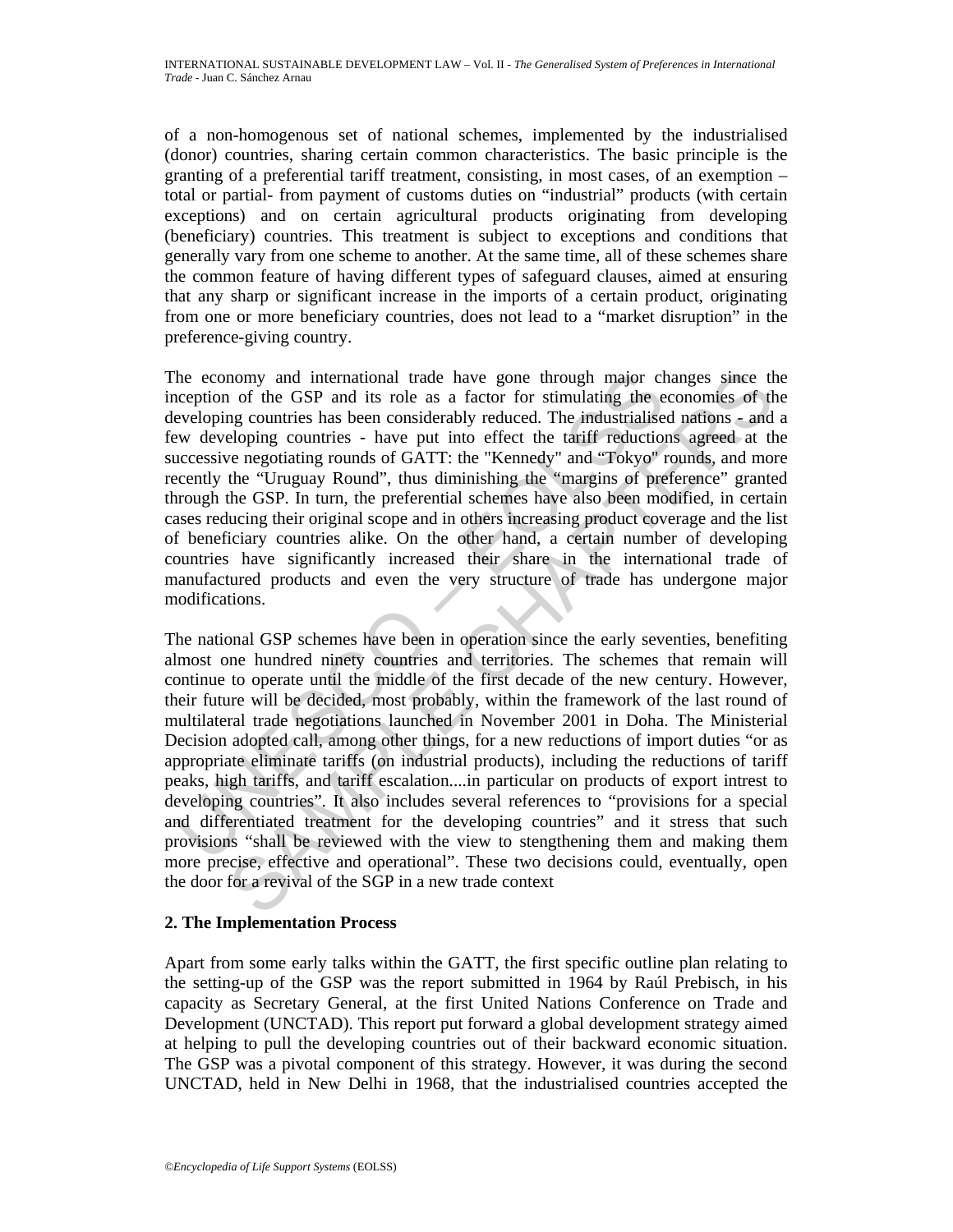of a non-homogenous set of national schemes, implemented by the industrialised (donor) countries, sharing certain common characteristics. The basic principle is the granting of a preferential tariff treatment, consisting, in most cases, of an exemption – total or partial- from payment of customs duties on "industrial" products (with certain exceptions) and on certain agricultural products originating from developing (beneficiary) countries. This treatment is subject to exceptions and conditions that generally vary from one scheme to another. At the same time, all of these schemes share the common feature of having different types of safeguard clauses, aimed at ensuring that any sharp or significant increase in the imports of a certain product, originating from one or more beneficiary countries, does not lead to a "market disruption" in the preference-giving country.

The economy and international trade have gone through major changes since the inception of the GSP and its role as a factor for stimulating the economies of the developing countries has been considerably reduced. The industrialised nations - and a few developing countries - have put into effect the tariff reductions agreed at the successive negotiating rounds of GATT: the "Kennedy" and "Tokyo" rounds, and more recently the "Uruguay Round", thus diminishing the "margins of preference" granted through the GSP. In turn, the preferential schemes have also been modified, in certain cases reducing their original scope and in others increasing product coverage and the list of beneficiary countries alike. On the other hand, a certain number of developing countries have significantly increased their share in the international trade of manufactured products and even the very structure of trade has undergone major modifications.

The national GSP schemes have been in operation since the early seventies, benefiting almost one hundred ninety countries and territories. The schemes that remain will continue to operate until the middle of the first decade of the new century. However, their future will be decided, most probably, within the framework of the last round of multilateral trade negotiations launched in November 2001 in Doha. The Ministerial Decision adopted call, among other things, for a new reductions of import duties "or as appropriate eliminate tariffs (on industrial products), including the reductions of tariff peaks, high tariffs, and tariff escalation....in particular on products of export intrest to developing countries". It also includes several references to "provisions for a special and differentiated treatment for the developing countries" and it stress that such provisions "shall be reviewed with the view to stengthening them and making them more precise, effective and operational". These two decisions could, eventually, open the door for a revival of the SGP in a new trade context

## 2. The Implementation Process

Apart from some early talks within the GATT, the first specific outline plan relating to the setting-up of the GSP was the report submitted in 1964 by Raúl Prebisch, in his capacity as Secretary General, at the first United Nations Conference on Trade and Development (UNCTAD). This report put forward a global development strategy aimed at helping to pull the developing countries out of their backward economic situation. The GSP was a pivotal component of this strategy. However, it was during the second UNCTAD, held in New Delhi in 1968, that the industrialised countries accepted the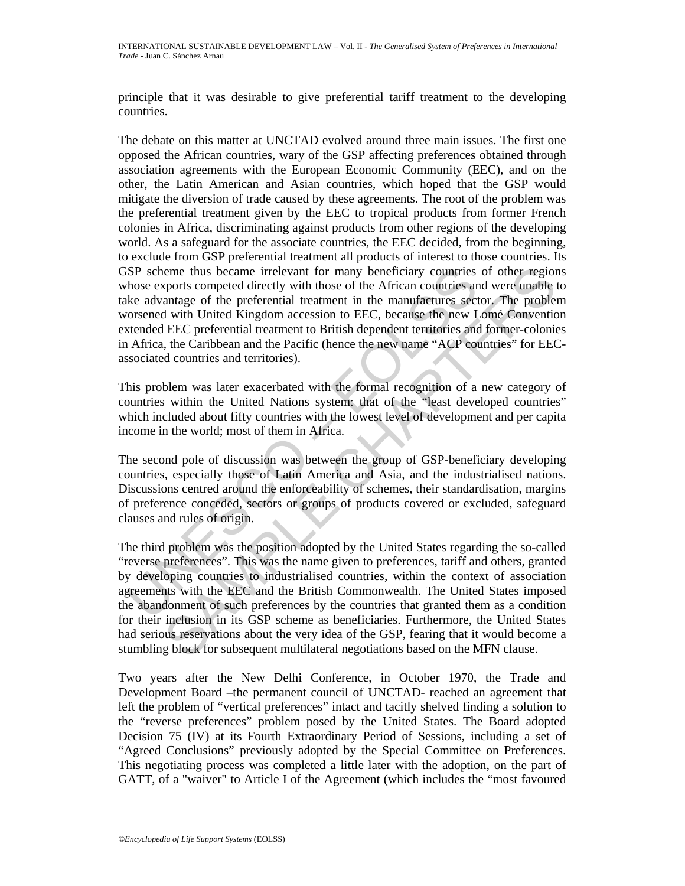principle that it was desirable to give preferential tariff treatment to the developing countries.

The debate on this matter at UNCTAD evolved around three main issues. The first one opposed the African countries, wary of the GSP affecting preferences obtained through association agreements with the European Economic Community (EEC), and on the other, the Latin American and Asian countries, which hoped that the GSP would mitigate the diversion of trade caused by these agreements. The root of the problem was the preferential treatment given by the EEC to tropical products from former French colonies in Africa, discriminating against products from other regions of the developing world. As a safeguard for the associate countries, the EEC decided, from the beginning, to exclude from GSP preferential treatment all products of interest to those countries. Its GSP scheme thus became irrelevant for many beneficiary countries of other regions whose exports competed directly with those of the African countries and were unable to take advantage of the preferential treatment in the manufactures sector. The problem worsened with United Kingdom accession to EEC, because the new Lomé Convention extended EEC preferential treatment to British dependent territories and former-colonies in Africa, the Caribbean and the Pacific (hence the new name "ACP countries" for EEC-associated countries and territories).

This problem was later exacerbated with the formal recognition of a new category of countries within the United Nations system: that of the "least developed countries" which included about fifty countries with the lowest level of development and per capita income in the world; most of them in Africa.

The second pole of discussion was between the group of GSP-beneficiary developing countries, especially those of Latin America and Asia, and the industrialised nations. Discussions centred around the enforceability of schemes, their standardisation, margins of preference conceded, sectors or groups of products covered or excluded, safeguard clauses and rules of origin.

The third problem was the position adopted by the United States regarding the so-called "reverse preferences". This was the name given to preferences, tariff and others, granted by developing countries to industrialised countries, within the context of association agreements with the EEC and the British Commonwealth. The United States imposed the abandonment of such preferences by the countries that granted them as a condition for their inclusion in its GSP scheme as beneficiaries. Furthermore, the United States had serious reservations about the very idea of the GSP, fearing that it would become a stumbling block for subsequent multilateral negotiations based on the MFN clause.

Two years after the New Delhi Conference, in October 1970, the Trade and Development Board –the permanent council of UNCTAD- reached an agreement that left the problem of "vertical preferences" intact and tacitly shelved finding a solution to the "reverse preferences" problem posed by the United States. The Board adopted Decision 75 (IV) at its Fourth Extraordinary Period of Sessions, including a set of "Agreed Conclusions" previously adopted by the Special Committee on Preferences. This negotiating process was completed a little later with the adoption, on the part of GATT, of a "waiver" to Article I of the Agreement (which includes the "most favoured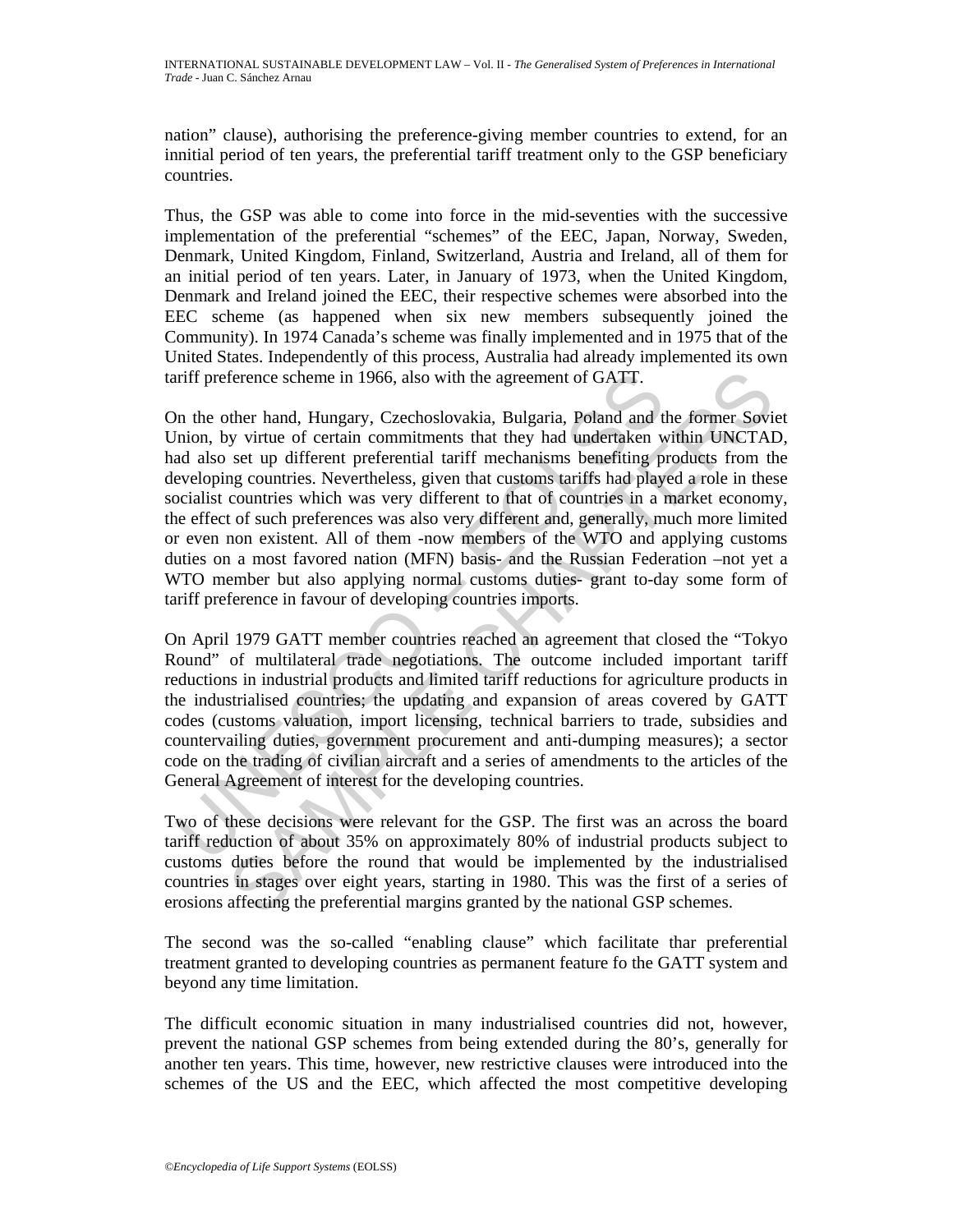nation" clause), authorising the preference-giving member countries to extend, for an innitial period of ten years, the preferential tariff treatment only to the GSP beneficiary countries.

Thus, the GSP was able to come into force in the mid-seventies with the successive implementation of the preferential "schemes" of the EEC, Japan, Norway, Sweden, Denmark, United Kingdom, Finland, Switzerland, Austria and Ireland, all of them for an initial period of ten years. Later, in January of 1973, when the United Kingdom, Denmark and Ireland joined the EEC, their respective schemes were absorbed into the EEC scheme (as happened when six new members subsequently joined the Community). In 1974 Canada's scheme was finally implemented and in 1975 that of the United States. Independently of this process, Australia had already implemented its own tariff preference scheme in 1966, also with the agreement of GATT.

On the other hand, Hungary, Czechoslovakia, Bulgaria, Poland and the former Soviet Union, by virtue of certain commitments that they had undertaken within UNCTAD, had also set up different preferential tariff mechanisms benefiting products from the developing countries. Nevertheless, given that customs tariffs had played a role in these socialist countries which was very different to that of countries in a market economy, the effect of such preferences was also very different and, generally, much more limited or even non existent. All of them -now members of the WTO and applying customs duties on a most favored nation (MFN) basis- and the Russian Federation –not yet a WTO member but also applying normal customs duties- grant to-day some form of tariff preference in favour of developing countries imports.

On April 1979 GATT member countries reached an agreement that closed the "Tokyo Round" of multilateral trade negotiations. The outcome included important tariff reductions in industrial products and limited tariff reductions for agriculture products in the industrialised countries; the updating and expansion of areas covered by GATT codes (customs valuation, import licensing, technical barriers to trade, subsidies and countervailing duties, government procurement and anti-dumping measures); a sector code on the trading of civilian aircraft and a series of amendments to the articles of the General Agreement of interest for the developing countries.

Two of these decisions were relevant for the GSP. The first was an across the board tariff reduction of about 35% on approximately 80% of industrial products subject to customs duties before the round that would be implemented by the industrialised countries in stages over eight years, starting in 1980. This was the first of a series of erosions affecting the preferential margins granted by the national GSP schemes.

The second was the so-called "enabling clause" which facilitate thar preferential treatment granted to developing countries as permanent feature fo the GATT system and beyond any time limitation.

The difficult economic situation in many industrialised countries did not, however, prevent the national GSP schemes from being extended during the 80's, generally for another ten years. This time, however, new restrictive clauses were introduced into the schemes of the US and the EEC, which affected the most competitive developing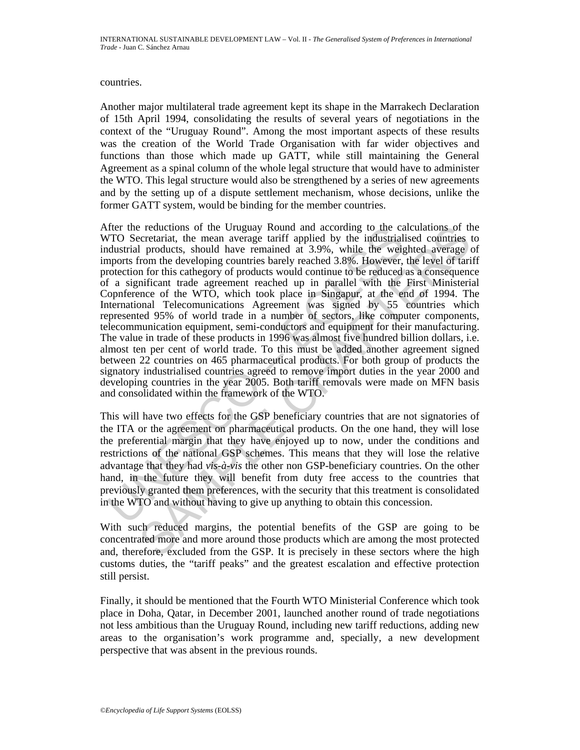countries.

Another major multilateral trade agreement kept its shape in the Marrakech Declaration of 15th April 1994, consolidating the results of several years of negotiations in the context of the "Uruguay Round". Among the most important aspects of these results was the creation of the World Trade Organisation with far wider objectives and functions than those which made up GATT, while still maintaining the General Agreement as a spinal column of the whole legal structure that would have to administer the WTO. This legal structure would also be strengthened by a series of new agreements and by the setting up of a dispute settlement mechanism, whose decisions, unlike the former GATT system, would be binding for the member countries.

After the reductions of the Uruguay Round and according to the calculations of the WTO Secretariat, the mean average tariff applied by the industrialised countries to industrial products, should have remained at 3.9%, while the weighted average of imports from the developing countries barely reached 3.8%. However, the level of tariff protection for this cathegory of products would continue to be reduced as a consequence of a significant trade agreement reached up in parallel with the First Ministerial Copnference of the WTO, which took place in Singapur, at the end of 1994. The International Telecomunications Agreement was signed by 55 countries which represented 95% of world trade in a number of sectors, like computer components, telecommunication equipment, semi-conductors and equipment for their manufacturing. The value in trade of these products in 1996 was almost five hundred billion dollars, i.e. almost ten per cent of world trade. To this must be added another agreement signed between 22 countries on 465 pharmaceutical products. For both group of products the signatory industrialised countries agreed to remove import duties in the year 2000 and developing countries in the year 2005. Both tariff removals were made on MFN basis and consolidated within the framework of the WTO.

This will have two effects for the GSP beneficiary countries that are not signatories of the ITA or the agreement on pharmaceutical products. On the one hand, they will lose the preferential margin that they have enjoyed up to now, under the conditions and restrictions of the national GSP schemes. This means that they will lose the relative advantage that they had *vis-à-vis* the other non GSP-beneficiary countries. On the other hand, in the future they will benefit from duty free access to the countries that previously granted them preferences, with the security that this treatment is consolidated in the WTO and without having to give up anything to obtain this concession.

With such reduced margins, the potential benefits of the GSP are going to be concentrated more and more around those products which are among the most protected and, therefore, excluded from the GSP. It is precisely in these sectors where the high customs duties, the "tariff peaks" and the greatest escalation and effective protection still persist.

Finally, it should be mentioned that the Fourth WTO Ministerial Conference which took place in Doha, Qatar, in December 2001, launched another round of trade negotiations not less ambitious than the Uruguay Round, including new tariff reductions, adding new areas to the organisation's work programme and, specially, a new development perspective that was absent in the previous rounds.